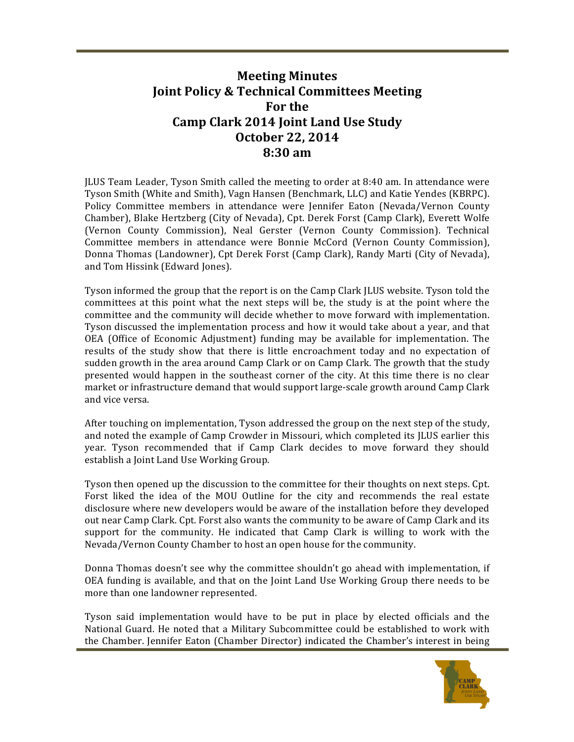# Meeting Minutes
# Joint Policy & Technical Committees Meeting
# For the
# Camp Clark 2014 Joint Land Use Study
# October 22, 2014
# 8:30 am

JLUS Team Leader, Tyson Smith called the meeting to order at 8:40 am. In attendance were Tyson Smith (White and Smith), Vagn Hansen (Benchmark, LLC) and Katie Yendes (KBRPC). Policy Committee members in attendance were Jennifer Eaton (Nevada/Vernon County Chamber), Blake Hertzberg (City of Nevada), Cpt. Derek Forst (Camp Clark), Everett Wolfe (Vernon County Commission), Neal Gerster (Vernon County Commission). Technical Committee members in attendance were Bonnie McCord (Vernon County Commission), Donna Thomas (Landowner), Cpt Derek Forst (Camp Clark), Randy Marti (City of Nevada), and Tom Hissink (Edward Jones).

Tyson informed the group that the report is on the Camp Clark JLUS website. Tyson told the committees at this point what the next steps will be, the study is at the point where the committee and the community will decide whether to move forward with implementation. Tyson discussed the implementation process and how it would take about a year, and that OEA (Office of Economic Adjustment) funding may be available for implementation. The results of the study show that there is little encroachment today and no expectation of sudden growth in the area around Camp Clark or on Camp Clark. The growth that the study presented would happen in the southeast corner of the city. At this time there is no clear market or infrastructure demand that would support large-scale growth around Camp Clark and vice versa.

After touching on implementation, Tyson addressed the group on the next step of the study, and noted the example of Camp Crowder in Missouri, which completed its JLUS earlier this year. Tyson recommended that if Camp Clark decides to move forward they should establish a Joint Land Use Working Group.

Tyson then opened up the discussion to the committee for their thoughts on next steps. Cpt. Forst liked the idea of the MOU Outline for the city and recommends the real estate disclosure where new developers would be aware of the installation before they developed out near Camp Clark. Cpt. Forst also wants the community to be aware of Camp Clark and its support for the community. He indicated that Camp Clark is willing to work with the Nevada/Vernon County Chamber to host an open house for the community.

Donna Thomas doesn't see why the committee shouldn't go ahead with implementation, if OEA funding is available, and that on the Joint Land Use Working Group there needs to be more than one landowner represented.

Tyson said implementation would have to be put in place by elected officials and the National Guard. He noted that a Military Subcommittee could be established to work with the Chamber. Jennifer Eaton (Chamber Director) indicated the Chamber's interest in being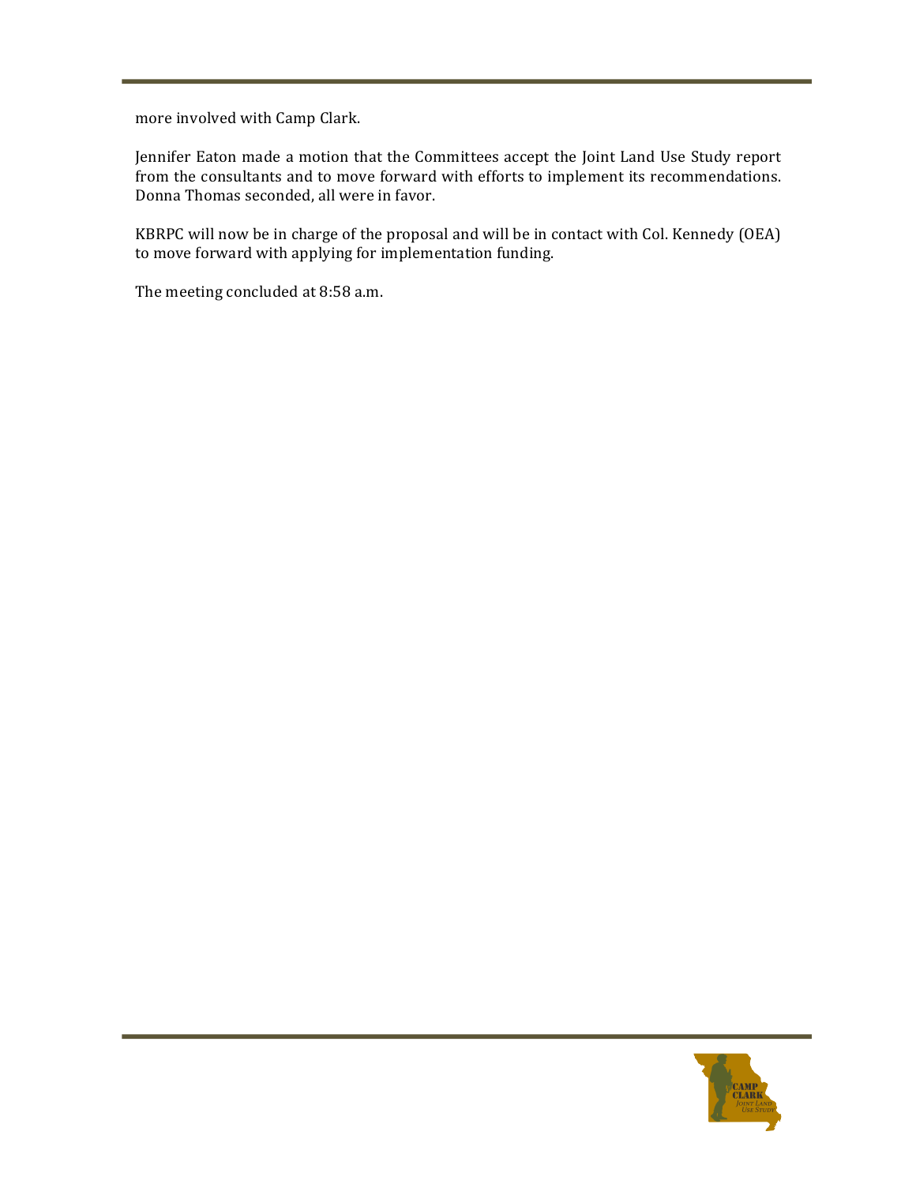more involved with Camp Clark.

Jennifer Eaton made a motion that the Committees accept the Joint Land Use Study report from the consultants and to move forward with efforts to implement its recommendations. Donna Thomas seconded, all were in favor.

KBRPC will now be in charge of the proposal and will be in contact with Col. Kennedy (OEA) to move forward with applying for implementation funding.

The meeting concluded at 8:58 a.m.